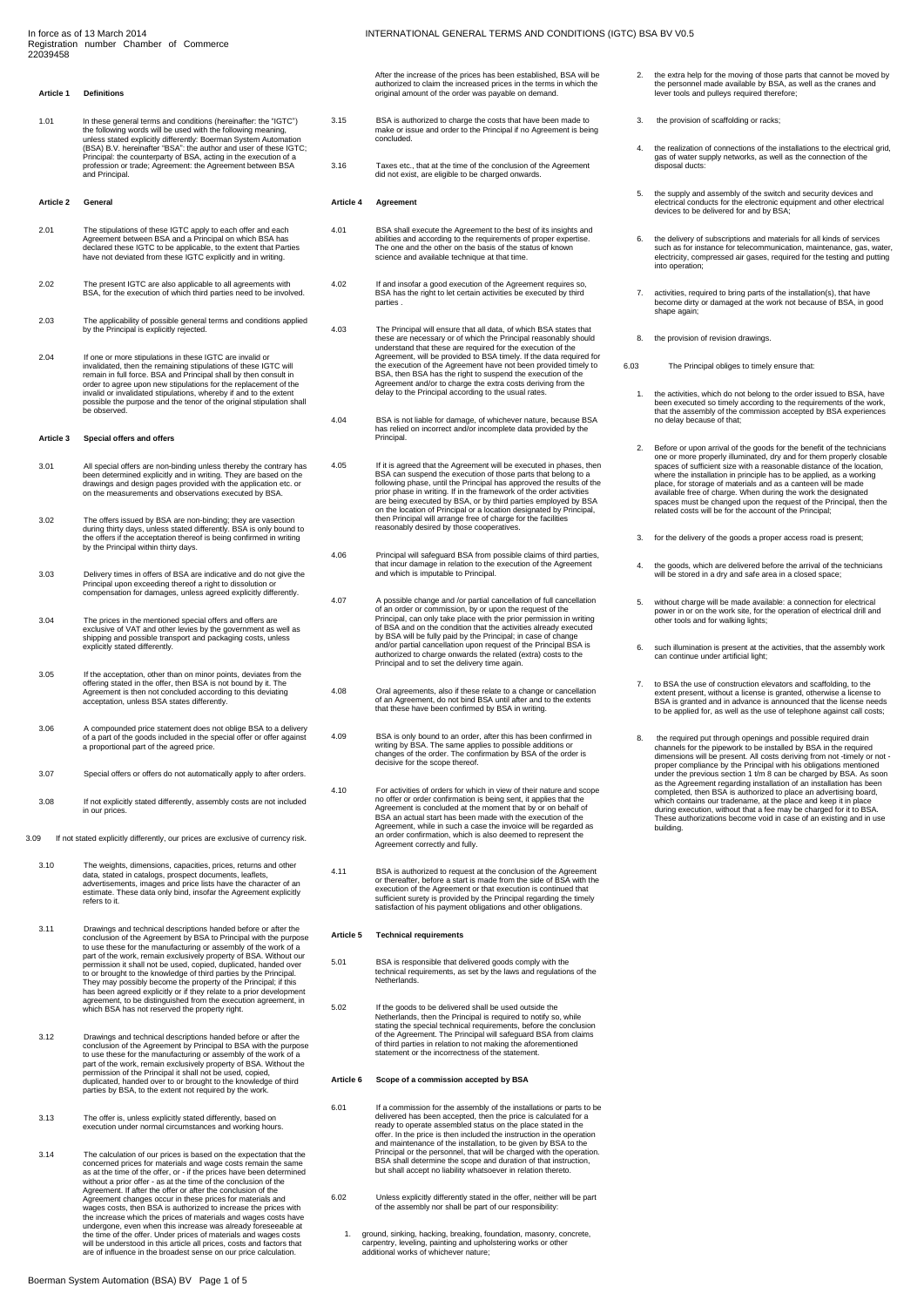In force as of 13 March 2014
Registration number Chamber of Commerce 22039458

# INTERNATIONAL GENERAL TERMS AND CONDITIONS (IGTC) BSA BV V0.5

## Article 1 Definitions

1.01 In these general terms and conditions (hereinafter: the "IGTC") the following words will be used with the following meaning, unless stated explicitly differently: Boerman System Automation (BSA) B.V. hereinafter "BSA": the author and user of these IGTC; Principal: the counterparty of BSA, acting in the execution of a profession or trade; Agreement: the Agreement between BSA and Principal.

## Article 2 General

2.01 The stipulations of these IGTC apply to each offer and each Agreement between BSA and a Principal on which BSA has declared these IGTC to be applicable, to the extent that Parties have not deviated from these IGTC explicitly and in writing.

2.02 The present IGTC are also applicable to all agreements with BSA, for the execution of which third parties need to be involved.

2.03 The applicability of possible general terms and conditions applied by the Principal is explicitly rejected.

2.04 If one or more stipulations in these IGTC are invalid or invalidated, then the remaining stipulations of these IGTC will remain in full force. BSA and Principal shall by then consult in order to agree upon new stipulations for the replacement of the invalid or invalidated stipulations, whereby if and to the extent possible the purpose and the tenor of the original stipulation shall be observed.

## Article 3 Special offers and offers

3.01 All special offers are non-binding unless thereby the contrary has been determined explicitly and in writing. They are based on the drawings and design pages provided with the application etc. or on the measurements and observations executed by BSA.

3.02 The offers issued by BSA are non-binding; they are vasection during thirty days, unless stated differently. BSA is only bound to the offers if the acceptation thereof is being confirmed in writing by the Principal within thirty days.

3.03 Delivery times in offers of BSA are indicative and do not give the Principal upon exceeding thereof a right to dissolution or compensation for damages, unless agreed explicitly differently.

3.04 The prices in the mentioned special offers and offers are exclusive of VAT and other levies by the government as well as shipping and possible transport and packaging costs, unless explicitly stated differently.

3.05 If the acceptation, other than on minor points, deviates from the offering stated in the offer, then BSA is not bound by it. The Agreement is then not concluded according to this deviating acceptation, unless BSA states differently.

3.06 A compounded price statement does not oblige BSA to a delivery of a part of the goods included in the special offer or offer against a proportional part of the agreed price.

3.07 Special offers or offers do not automatically apply to after orders.

3.08 If not explicitly stated differently, assembly costs are not included in our prices.

3.09 If not stated explicitly differently, our prices are exclusive of currency risk.

3.10 The weights, dimensions, capacities, prices, returns and other data, stated in catalogs, prospect documents, leaflets, advertisements, images and price lists have the character of an estimate. These data only bind, insofar the Agreement explicitly refers to it.

3.11 Drawings and technical descriptions handed before or after the conclusion of the Agreement by BSA to Principal with the purpose to use these for the manufacturing or assembly of the work of a part of the work, remain exclusively property of BSA. Without our permission it shall not be used, copied, duplicated, handed over to or brought to the knowledge of third parties by the Principal. They may possibly become the property of the Principal; if this has been agreed explicitly or if they relate to a prior development agreement, to be distinguished from the execution agreement, in which BSA has not reserved the property right.

3.12 Drawings and technical descriptions handed before or after the conclusion of the Agreement by Principal to BSA with the purpose to use these for the manufacturing or assembly of the work of a part of the work, remain exclusively property of BSA. Without the permission of the Principal it shall not be used, copied, duplicated, handed over to or brought to the knowledge of third parties by BSA, to the extent not required by the work.

3.13 The offer is, unless explicitly stated differently, based on execution under normal circumstances and working hours.

3.14 The calculation of our prices is based on the expectation that the concerned prices for materials and wage costs remain the same as at the time of the offer, or - if the prices have been determined without a prior offer - as at the time of the conclusion of the Agreement. If after the offer or after the conclusion of the Agreement changes occur in these prices for materials and wages costs, then BSA is authorized to increase the prices with the increase which the prices of materials and wages costs have undergone, even when this increase was already foreseeable at the time of the offer. Under prices of materials and wages costs will be understood in this article all prices, costs and factors that are of influence in the broadest sense on our price calculation. After the increase of the prices has been established, BSA will be authorized to claim the increased prices in the terms in which the original amount of the order was payable on demand.

3.15 BSA is authorized to charge the costs that have been made to make or issue and order to the Principal if no Agreement is being concluded.

3.16 Taxes etc., that at the time of the conclusion of the Agreement did not exist, are eligible to be charged onwards.

## Article 4 Agreement

4.01 BSA shall execute the Agreement to the best of its insights and abilities and according to the requirements of proper expertise. The one and the other on the basis of the status of known science and available technique at that time.

4.02 If and insofar a good execution of the Agreement requires so, BSA has the right to let certain activities be executed by third parties .

4.03 The Principal will ensure that all data, of which BSA states that these are necessary or of which the Principal reasonably should understand that these are required for the execution of the Agreement, will be provided to BSA timely. If the data required for the execution of the Agreement have not been provided timely to BSA, then BSA has the right to suspend the execution of the Agreement and/or to charge the extra costs deriving from the delay to the Principal according to the usual rates.

4.04 BSA is not liable for damage, of whichever nature, because BSA has relied on incorrect and/or incomplete data provided by the Principal.

4.05 If it is agreed that the Agreement will be executed in phases, then BSA can suspend the execution of those parts that belong to a following phase, until the Principal has approved the results of the prior phase in writing. If in the framework of the order activities are being executed by BSA, or by third parties employed by BSA on the location of Principal or a location designated by Principal, then Principal will arrange free of charge for the facilities reasonably desired by those cooperatives.

4.06 Principal will safeguard BSA from possible claims of third parties, that incur damage in relation to the execution of the Agreement and which is imputable to Principal.

4.07 A possible change and /or partial cancellation of full cancellation of an order or commission, by or upon the request of the Principal, can only take place with the prior permission in writing of BSA and on the condition that the activities already executed by BSA will be fully paid by the Principal; in case of change and/or partial cancellation upon request of the Principal BSA is authorized to charge onwards the related (extra) costs to the Principal and to set the delivery time again.

4.08 Oral agreements, also if these relate to a change or cancellation of an Agreement, do not bind BSA until after and to the extents that these have been confirmed by BSA in writing.

4.09 BSA is only bound to an order, after this has been confirmed in writing by BSA. The same applies to possible additions or changes of the order. The confirmation by BSA of the order is decisive for the scope thereof.

4.10 For activities of orders for which in view of their nature and scope no offer or order confirmation is being sent, it applies that the Agreement is concluded at the moment that by or on behalf of BSA an actual start has been made with the execution of the Agreement, while in such a case the invoice will be regarded as an order confirmation, which is also deemed to represent the Agreement correctly and fully.

4.11 BSA is authorized to request at the conclusion of the Agreement or thereafter, before a start is made from the side of BSA with the execution of the Agreement or that execution is continued that sufficient surety is provided by the Principal regarding the timely satisfaction of his payment obligations and other obligations.

## Article 5 Technical requirements

5.01 BSA is responsible that delivered goods comply with the technical requirements, as set by the laws and regulations of the Netherlands.

5.02 If the goods to be delivered shall be used outside the Netherlands, then the Principal is required to notify so, while stating the special technical requirements, before the conclusion of the Agreement. The Principal will safeguard BSA from claims of third parties in relation to not making the aforementioned statement or the incorrectness of the statement.

## Article 6 Scope of a commission accepted by BSA

6.01 If a commission for the assembly of the installations or parts to be delivered has been accepted, then the price is calculated for a ready to operate assembled status on the place stated in the offer. In the price is then included the instruction in the operation and maintenance of the installation, to be given by BSA to the Principal or the personnel, that will be charged with the operation. BSA shall determine the scope and duration of that instruction, but shall accept no liability whatsoever in relation thereto.

6.02 Unless explicitly differently stated in the offer, neither will be part of the assembly nor shall be part of our responsibility:

1. ground, sinking, hacking, breaking, foundation, masonry, concrete, carpentry, leveling, painting and upholstering works or other additional works of whichever nature;
2. the extra help for the moving of those parts that cannot be moved by the personnel made available by BSA, as well as the cranes and lever tools and pulleys required therefore;
3. the provision of scaffolding or racks;
4. the realization of connections of the installations to the electrical grid, gas of water supply networks, as well as the connection of the disposal ducts:
5. the supply and assembly of the switch and security devices and electrical conducts for the electronic equipment and other electrical devices to be delivered for and by BSA;
6. the delivery of subscriptions and materials for all kinds of services such as for instance for telecommunication, maintenance, gas, water, electricity, compressed air gases, required for the testing and putting into operation;
7. activities, required to bring parts of the installation(s), that have become dirty or damaged at the work not because of BSA, in good shape again;
8. the provision of revision drawings.

6.03 The Principal obliges to timely ensure that:

1. the activities, which do not belong to the order issued to BSA, have been executed so timely according to the requirements of the work, that the assembly of the commission accepted by BSA experiences no delay because of that;
2. Before or upon arrival of the goods for the benefit of the technicians one or more properly illuminated, dry and for them properly closable spaces of sufficient size with a reasonable distance of the location, where the installation in principle has to be applied, as a working place, for storage of materials and as a canteen will be made available free of charge. When during the work the designated spaces must be changed upon the request of the Principal, then the related costs will be for the account of the Principal;
3. for the delivery of the goods a proper access road is present;
4. the goods, which are delivered before the arrival of the technicians will be stored in a dry and safe area in a closed space;
5. without charge will be made available: a connection for electrical power in or on the work site, for the operation of electrical drill and other tools and for walking lights;
6. such illumination is present at the activities, that the assembly work can continue under artificial light;
7. to BSA the use of construction elevators and scaffolding, to the extent present, without a license is granted, otherwise a license to BSA is granted and in advance is announced that the license needs to be applied for, as well as the use of telephone against call costs;
8. the required put through openings and possible required drain channels for the pipework to be installed by BSA in the required dimensions will be present. All costs deriving from not -timely or not - proper compliance by the Principal with his obligations mentioned under the previous section 1 t/m 8 can be charged by BSA. As soon as the Agreement regarding installation of an installation has been completed, then BSA is authorized to place an advertising board, which contains our tradename, at the place and keep it in place during execution, without that a fee may be charged for it to BSA. These authorizations become void in case of an existing and in use building.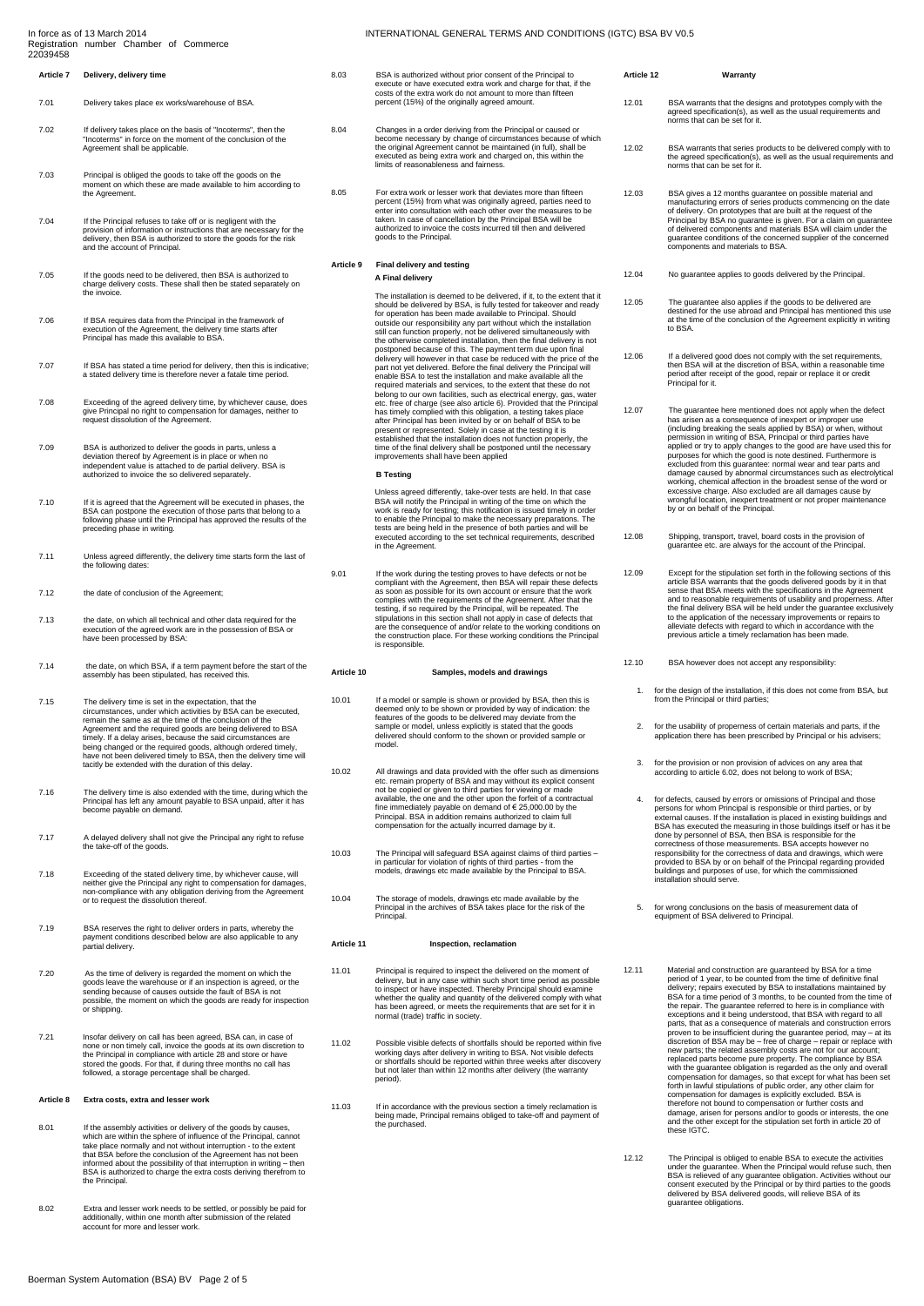## Article 7 Delivery, delivery time

7.01 Delivery takes place ex works/warehouse of BSA.

7.02 If delivery takes place on the basis of "Incoterms", then the "Incoterms" in force on the moment of the conclusion of the Agreement shall be applicable.

7.03 Principal is obliged the goods to take off the goods on the moment on which these are made available to him according to the Agreement.

7.04 If the Principal refuses to take off or is negligent with the provision of information or instructions that are necessary for the delivery, then BSA is authorized to store the goods for the risk and the account of Principal.

7.05 If the goods need to be delivered, then BSA is authorized to charge delivery costs. These shall then be stated separately on the invoice.

7.06 If BSA requires data from the Principal in the framework of execution of the Agreement, the delivery time starts after Principal has made this available to BSA.

7.07 If BSA has stated a time period for delivery, then this is indicative; a stated delivery time is therefore never a fatale time period.

7.08 Exceeding of the agreed delivery time, by whichever cause, does give Principal no right to compensation for damages, neither to request dissolution of the Agreement.

7.09 BSA is authorized to deliver the goods in parts, unless a deviation thereof by Agreement is in place or when no independent value is attached to de partial delivery. BSA is authorized to invoice the so delivered separately.

7.10 If it is agreed that the Agreement will be executed in phases, the BSA can postpone the execution of those parts that belong to a following phase until the Principal has approved the results of the preceding phase in writing.

7.11 Unless agreed differently, the delivery time starts form the last of the following dates:

7.12 the date of conclusion of the Agreement;

7.13 the date, on which all technical and other data required for the execution of the agreed work are in the possession of BSA or have been processed by BSA:

7.14 the date, on which BSA, if a term payment before the start of the assembly has been stipulated, has received this.

7.15 The delivery time is set in the expectation, that the circumstances, under which activities by BSA can be executed, remain the same as at the time of the conclusion of the Agreement and the required goods are being delivered to BSA timely. If a delay arises, because the said circumstances are being changed or the required goods, although ordered timely, have not been delivered timely to BSA, then the delivery time will tacitly be extended with the duration of this delay.

7.16 The delivery time is also extended with the time, during which the Principal has left any amount payable to BSA unpaid, after it has become payable on demand.

7.17 A delayed delivery shall not give the Principal any right to refuse the take-off of the goods.

7.18 Exceeding of the stated delivery time, by whichever cause, will neither give the Principal any right to compensation for damages, non-compliance with any obligation deriving from the Agreement or to request the dissolution thereof.

7.19 BSA reserves the right to deliver orders in parts, whereby the payment conditions described below are also applicable to any partial delivery.

7.20 As the time of delivery is regarded the moment on which the goods leave the warehouse or if an inspection is agreed, or the sending because of causes outside the fault of BSA is not possible, the moment on which the goods are ready for inspection or shipping.

7.21 Insofar delivery on call has been agreed, BSA can, in case of none or non timely call, invoice the goods at its own discretion to the Principal in compliance with article 28 and store or have stored the goods. For that, if during three months no call has followed, a storage percentage shall be charged.

## Article 8 Extra costs, extra and lesser work

8.01 If the assembly activities or delivery of the goods by causes, which are within the sphere of influence of the Principal, cannot take place normally and not without interruption - to the extent that BSA before the conclusion of the Agreement has not been informed about the possibility of that interruption in writing – then BSA is authorized to charge the extra costs deriving therefrom to the Principal.

8.02 Extra and lesser work needs to be settled, or possibly be paid for additionally, within one month after submission of the related account for more and lesser work.

8.03 BSA is authorized without prior consent of the Principal to execute or have executed extra work and charge for that, if the costs of the extra work do not amount to more than fifteen percent (15%) of the originally agreed amount.

8.04 Changes in a order deriving from the Principal or caused or become necessary by change of circumstances because of which the original Agreement cannot be maintained (in full), shall be executed as being extra work and charged on, this within the limits of reasonableness and fairness.

8.05 For extra work or lesser work that deviates more than fifteen percent (15%) from what was originally agreed, parties need to enter into consultation with each other over the measures to be taken. In case of cancellation by the Principal BSA will be authorized to invoice the costs incurred till then and delivered goods to the Principal.

## Article 9 Final delivery and testing

### A Final delivery

The installation is deemed to be delivered, if it, to the extent that it should be delivered by BSA, is fully tested for takeover and ready for operation has been made available to Principal. Should outside our responsibility any part without which the installation still can function properly, not be delivered simultaneously with the otherwise completed installation, then the final delivery is not postponed because of this. The payment term due upon final delivery will however in that case be reduced with the price of the part not yet delivered. Before the final delivery the Principal will enable BSA to test the installation and make available all the required materials and services, to the extent that these do not belong to our own facilities, such as electrical energy, gas, water etc. free of charge (see also article 6). Provided that the Principal has timely complied with this obligation, a testing takes place after Principal has been invited by or on behalf of BSA to be present or represented. Solely in case at the testing it is established that the installation does not function properly, the time of the final delivery shall be postponed until the necessary improvements shall have been applied

### B Testing

Unless agreed differently, take-over tests are held. In that case BSA will notify the Principal in writing of the time on which the work is ready for testing; this notification is issued timely in order to enable the Principal to make the necessary preparations. The tests are being held in the presence of both parties and will be executed according to the set technical requirements, described in the Agreement.

9.01 If the work during the testing proves to have defects or not be compliant with the Agreement, then BSA will repair these defects as soon as possible for its own account or ensure that the work complies with the requirements of the Agreement. After that the testing, if so required by the Principal, will be repeated. The stipulations in this section shall not apply in case of defects that are the consequence of and/or relate to the working conditions on the construction place. For these working conditions the Principal is responsible.

## Article 10 Samples, models and drawings

10.01 If a model or sample is shown or provided by BSA, then this is deemed only to be shown or provided by way of indication: the features of the goods to be delivered may deviate from the sample or model, unless explicitly is stated that the goods delivered should conform to the shown or provided sample or model.

10.02 All drawings and data provided with the offer such as dimensions etc. remain property of BSA and may without its explicit consent not be copied or given to third parties for viewing or made available, the one and the other upon the forfeit of a contractual fine immediately payable on demand of € 25,000.00 by the Principal. BSA in addition remains authorized to claim full compensation for the actually incurred damage by it.

10.03 The Principal will safeguard BSA against claims of third parties – in particular for violation of rights of third parties - from the models, drawings etc made available by the Principal to BSA.

10.04 The storage of models, drawings etc made available by the Principal in the archives of BSA takes place for the risk of the Principal.

## Article 11 Inspection, reclamation

11.01 Principal is required to inspect the delivered on the moment of delivery, but in any case within such short time period as possible to inspect or have inspected. Thereby Principal should examine whether the quality and quantity of the delivered comply with what has been agreed, or meets the requirements that are set for it in normal (trade) traffic in society.

11.02 Possible visible defects of shortfalls should be reported within five working days after delivery in writing to BSA. Not visible defects or shortfalls should be reported within three weeks after discovery but not later than within 12 months after delivery (the warranty period).

11.03 If in accordance with the previous section a timely reclamation is being made, Principal remains obliged to take-off and payment of the purchased.

## Article 12 Warranty

12.01 BSA warrants that the designs and prototypes comply with the agreed specification(s), as well as the usual requirements and norms that can be set for it.

12.02 BSA warrants that series products to be delivered comply with to the agreed specification(s), as well as the usual requirements and norms that can be set for it.

12.03 BSA gives a 12 months guarantee on possible material and manufacturing errors of series products commencing on the date of delivery. On prototypes that are built at the request of the Principal by BSA no guarantee is given. For a claim on guarantee of delivered components and materials BSA will claim under the guarantee conditions of the concerned supplier of the concerned components and materials to BSA.

12.04 No guarantee applies to goods delivered by the Principal.

12.05 The guarantee also applies if the goods to be delivered are destined for the use abroad and Principal has mentioned this use at the time of the conclusion of the Agreement explicitly in writing to BSA.

12.06 If a delivered good does not comply with the set requirements, then BSA will at the discretion of BSA, within a reasonable time period after receipt of the good, repair or replace it or credit Principal for it.

12.07 The guarantee here mentioned does not apply when the defect has arisen as a consequence of inexpert or improper use (including breaking the seals applied by BSA) or when, without permission in writing of BSA, Principal or third parties have applied or try to apply changes to the good are have used this for purposes for which the good is note destined. Furthermore is excluded from this guarantee: normal wear and tear parts and damage caused by abnormal circumstances such as electrolytical working, chemical affection in the broadest sense of the word or excessive charge. Also excluded are all damages cause by wrongful location, inexpert treatment or not proper maintenance by or on behalf of the Principal.

12.08 Shipping, transport, travel, board costs in the provision of guarantee etc. are always for the account of the Principal.

12.09 Except for the stipulation set forth in the following sections of this article BSA warrants that the goods delivered goods by it in that sense that BSA meets with the specifications in the Agreement and to reasonable requirements of usability and properness. After the final delivery BSA will be held under the guarantee exclusively to the application of the necessary improvements or repairs to alleviate defects with regard to which in accordance with the previous article a timely reclamation has been made.

12.10 BSA however does not accept any responsibility:

1. for the design of the installation, if this does not come from BSA, but from the Principal or third parties;
2. for the usability of properness of certain materials and parts, if the application there has been prescribed by Principal or his advisers;
3. for the provision or non provision of advices on any area that according to article 6.02, does not belong to work of BSA;
4. for defects, caused by errors or omissions of Principal and those persons for whom Principal is responsible or third parties, or by external causes. If the installation is placed in existing buildings and BSA has executed the measuring in those buildings itself or has it be done by personnel of BSA, then BSA is responsible for the correctness of those measurements. BSA accepts however no responsibility for the correctness of data and drawings, which were provided to BSA by or on behalf of the Principal regarding provided buildings and purposes of use, for which the commissioned installation should serve.
5. for wrong conclusions on the basis of measurement data of equipment of BSA delivered to Principal.

12.11 Material and construction are guaranteed by BSA for a time period of 1 year, to be counted from the time of definitive final delivery; repairs executed by BSA to installations maintained by BSA for a time period of 3 months, to be counted from the time of the repair. The guarantee referred to here is in compliance with exceptions and it being understood, that BSA with regard to all parts, that as a consequence of materials and construction errors proven to be insufficient during the guarantee period, may – at its discretion of BSA may be – free of charge – repair or replace with new parts; the related assembly costs are not for our account; replaced parts become pure property. The compliance by BSA with the guarantee obligation is regarded as the only and overall compensation for damages, so that except for what has been set forth in lawful stipulations of public order, any other claim for compensation for damages is explicitly excluded. BSA is therefore not bound to compensation or further costs and damage, arisen for persons and/or to goods or interests, the one and the other except for the stipulation set forth in article 20 of these IGTC.

12.12 The Principal is obliged to enable BSA to execute the activities under the guarantee. When the Principal would refuse such, then BSA is relieved of any guarantee obligation. Activities without our consent executed by the Principal or by third parties to the goods delivered by BSA delivered goods, will relieve BSA of its guarantee obligations.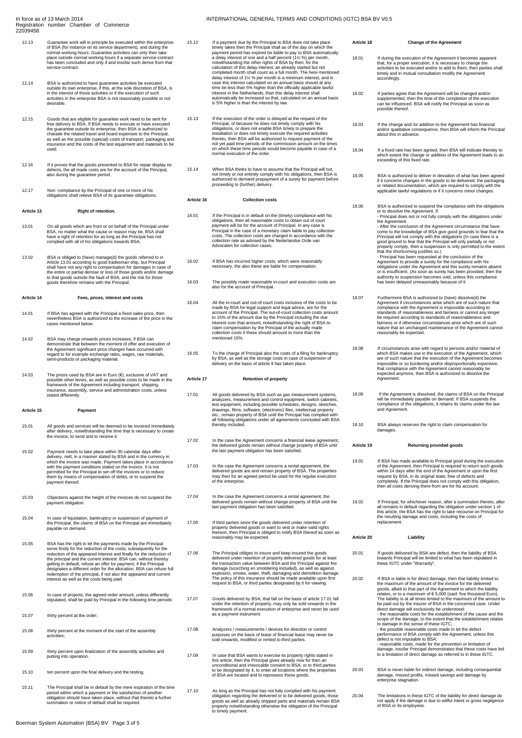12.13 Guarantee work will in principle be executed within the enterprise of BSA (for instance on its service department), and during the normal working hours. Guarantee activities can only then take place outside normal working hours if a separate service-contract has been concluded and only if and insofar such derive from that service-contract.

12.14 BSA is authorized to have guarantee activities be executed outside its own enterprise, if this, at the sole discretion of BSA, is in the interest of those activities or if the execution of such activities in the enterprise BSA is not reasonably possible or not desirable.

12.15 Goods that are eligible for guarantee work need to be sent for free delivery to BSA. If BSA needs to execute or have executed the guarantee outside its enterprise, then BSA is authorized to charade the related travel and board expenses to the Principal, as well as the possible (special) costs of transport, packaging and insurance and the costs of the test equipment and materials to be used.

12.16 If it proves that the goods presented to BSA for repair display no defects, the all made costs are for the account of the Principal, also during the guarantee period.

12.17 Non -compliance by the Principal of one or more of his obligations shall relieve BSA of its guarantee obligations.

## Article 13 Right of retention.

13.01 On all goods which are from or on behalf of the Principal under BSA, no matter what the cause or reason may be, BSA shall have a right of retention for as long as the Principal has not complied with all of his obligations towards BSA.

13.02 BSA is obliged to (have) manage(d) the goods referred to in Article 13.01 according to good tradesman ship, but Principal shall have not any right to compensation for damages in case of the entire or partial demise or loss of those goods and/or damage to that goods outside the fault of BSA, and the risk for those goods therefore remains with the Principal.

## Article 14 Fees, prices, interest and costs

14.01 If BSA has agreed with the Principal a fixed sales price, then nevertheless BSA is authorized to the increase of the price in the cases mentioned below.

14.02 BSA may charge onwards prices increases, if BSA can demonstrate that between the moment of offer and execution of the Agreement significant price changes have occurred with regard to for example exchange rates, wages, raw materials, semi-products or packaging material.

14.03 The prices used by BSA are in Euro (€), exclusive of VAT and possible other levies, as well as possible costs to be made in the framework of the Agreement including transport, shipping, insurance, assembly, service and administration costs, unless stated differently.

## Article 15 Payment

15.01 All goods and services will be deemed to be invoiced immediately after delivery, notwithstanding the time that is necessary to create the invoice, to send and to receive it.

15.02 Payment needs to take place within 30 calendar days after delivery, nett, in a manner stated by BSA and in the currency in which the invoice was made. Payment takes place in accordance with the payment conditions stated on the invoice. It is not permitted for the Principal to ser-off the invoices or to reduce them by means of compensation of debts, or to suspend the payment thereof.

15.03 Objections against the height of the invoices do not suspend the payment obligation.

15.04 In case of liquidation, bankruptcy or suspension of payment of the Principal, the claims of BSA on the Principal are immediately payable on demand.

15.05 BSA has the right to let the payments made by the Principal serve firstly for the reduction of the costs, subsequently for the reduction of the appeared interest and finally for the reduction of the principal and the current interest. BSA can, without thereby getting in default, refuse an offer for payment, if the Principal designates a different order for the allocation. BSA can refuse full redemption of the principal, if not also the appeared and current interest as well as the costs being paid.

15.06 In case of projects, the agreed order amount, unless differently stipulated, shall be paid by Principal in the following time periods:

15.07 thirty percent at the order;

15.08 thirty percent at the moment of the start of the assembly activities;

15.09 thirty percent upon finalization of the assembly activities and putting into operation.

15.10 ten percent upon the final delivery and the testing.

15.11 The Principal shall be in default by the mere expiration of the time period within which a payment or the satisfaction of another obligation should have taken place, without that thereto a further summation or notice of default shall be required.

15.12 If a payment due by the Principal to BSA does not take place timely takes then the Principal shall as of the day on which the payment period has expired be liable to pay to BSA automatically a delay interest of one and a half percent (1½ %) per month, notwithstanding the other rights of BSA by then; for the calculation of this delay interest, an already started but not completed month shall count as a full month. The here mentioned delay interest of 1½ % per month is a minimum interest, and in case this interest calculated on an annual basis should at any time be less than 5% higher than the officially applicable lawful interest in the Netherlands, than this delay interest shall automatically be increased so that, calculated on an annual basis is 5% higher is than the interest by law.

15.13 If the execution of the order is delayed at the request of the Principal, of because he does not timely comply with his obligations, or does not enable BSA timely to prepare the installation or does not timely execute the required activities thereto, then BSA will be authorized to request payment of the not yet paid time periods of the commission amount on the times on which these time periods would become payable in case of a normal execution of the order.

15.14 When BSA thinks to have to assume that the Principal will not, not timely or not entirely comply with his obligations, then BSA is authorized to demand prepayment of a surety for payment before proceeding to (further) delivery.

## Article 16 Collection costs

16.01 If the Principal is in default on the (timely) compliance with his obligations, then all reasonable costs to obtain out of court payment will be for the account of Principal. In any case is Principal in the case of a monetary claim liable to pay collection costs. The collection costs are charged in accordance with the collection rate as advised by the Nederlandse Orde van Advocaten for collection cases.

16.02 If BSA has incurred higher costs, which were reasonably necessary, the also these are liable for compensation.

16.03 The possibly made reasonable in-court and execution costs are also for the account of Principal.

16.04 All the in-court and out-of-court costs inclusive of the costs to be made by BSA for legal support and legal advice, are for the account of the Principal. The out-of-court collection costs amount to 15% of the amount due by the Principal including the due interest over that amount, notwithstanding the right of BSA to claim compensation by the Principal of the actually made collection costs if these should amount to more than the mentioned 15%.

16.05 To the charge of Principal also the costs of a filing for bankruptcy by BSA, as well as the storage costs in case of suspension of delivery on the basis of article 9 has taken place.

## Article 17 Retention of property

17.01 All goods delivered by BSA such as gas measurement systems, analyzers, measurement and control equipment, switch cabinets, test equipment, including possible schedules, designs, sketches, drawings, films, software, (electronic) files, intellectual property etc., remain property of BSA until the Principal has complied with all following obligations under all agreements concluded with BSA thereby included.

17.02 In the case the Agreement concerns a financial lease agreement, the delivered goods remain without change property of BSA until the last payment obligation has been satisfied.

17.03 In the case the Agreement concerns a rental agreement, the delivered goods are and remain property of BSA. The properties may then for an agreed period be used for the regular execution of the enterprise.

17.04 In the case the Agreement concerns a rental agreement, the delivered goods remain without change property of BSA until the last payment obligation has been satisfied.

17.05 If third parties seize the goods delivered under retention of property delivered goods or want to vest or make valid rights thereon, then Principal is obliged to notify BSA thereof as soon as reasonably may be expected.

17.06 The Principal obliges to insure and keep insured the goods delivered under retention of property delivered goods for at least the transaction value between BSA and the Principal against fire damage (scorching en smoldering included), as well as against explosion, smoke, water, theft, damaging and demolition damage. The policy of this insurance should be made available upon first request to BSA, or third parties designated by it for viewing.

17.07 Goods delivered by BSA, that fall on the basis of article 17.01 fall under the retention of property, may only be sold onwards in the framework of a normal execution of enterprise and never be used as a payment instrument.

17.08 Analyzers / measurements / devices for direction or control purposes on the basis of lease of financial lease may never be sold onwards, modified or rented to third parties.

17.09 In case that BSA wants to exercise its property rights stated in this article, then the Principal gives already now for then an unconditional and irrevocable consent to BSA, or to third parties to be designated by it, to enter all locations where the properties of BSA are located and to repossess these goods.

17.10 As long as the Principal has not fully complied with his payment obligation regarding the delivered or to be delivered goods, those goods as well as already shipped parts and materials remain BSA property notwithstanding otherwise the obligation of the Principal to timely payment.

## Article 18 Change of the Agreement

18.01 If during the execution of the Agreement it becomes apparent that, for a proper execution, it is necessary to change the activities to be executed and/or to add to them, then parties shall timely and in mutual consultation modify the Agreement accordingly.

18.02 If parties agree that the Agreement will be changed and/or supplemented, then the time of the completion of the execution can be influenced. BSA will notify the Principal as soon as possible thereof.

18.03 If the change and /or addition to the Agreement has financial and/or qualitative consequence, then BSA will inform the Principal about this in advance.

18.04 If a fixed rate has been agreed, then BSA will indicate thereby to which extent the change or addition of the Agreement leads to an exceeding of this fixed rate.

18.05 BSA is authorized to deliver in deviation of what has been agreed if it concerns changes in the goods to be delivered, the packaging or related documentation, which are required to comply with the applicable lawful regulations or if it concerns minor changes.

18.06 BSA is authorized to suspend the compliance with the obligations or to dissolve the Agreement, if:
- Principal does not or not fully comply with the obligations under the Agreement.
- After the conclusion of the Agreement circumstance that have come to the knowledge of BSA give good grounds to fear that the Principal will not comply with the obligations (In case there is a good ground to fear that the Principal will only partially or not properly comply, then a suspension is only permitted to the extent that the shortcoming justifies so.)
- Principal has been requested at the conclusion of the Agreement to provide a surety for the compliance with his obligations under the Agreement and this surety remains absent or is insufficient. (As soon as surety has been provided, then the authority to suspension becomes void, unless this compliance has been delayed unreasonably because of it.

18.07 Furthermore BSA is authorized to (have) dissolve(d) the Agreement if circumstances arise which are of such nature that compliance with the Agreement is impossible according to standards of reasonableness and fairness or cannot any longer be required according to standards of reasonableness and fairness or if otherwise circumstances arise which are of such nature that an unchanged maintenance of the Agreement cannot reasonably be expected.

18.08 If circumstances arise with regard to persons and/or material of which BSA makes use in the execution of the Agreement, which are of such nature that the execution of the Agreement becomes impossible or so burdening and/or disproportionally expensive, that compliance with the Agreement cannot reasonably be expected anymore, then BSA is authorized to dissolve the Agreement.

18.09 If the Agreement is dissolved, the claims of BSA on the Principal will be immediately payable on demand. If BSA suspends the compliance of the obligations, it retains its claims under the law and Agreement.

18.10 BSA always reserves the right to claim compensation for damages.

## Article 19 Returning provided goods

19.01 If BSA has made available to Principal good during the execution of the Agreement, then Principal is required to return such goods within 14 days after the end of the Agreement or upon the first request by BSA, in its original state, free of defects and completely. If the Principal does not comply with this obligation, then all costs deriving there from are for his account.

19.02 If Principal, for whichever reason, after a summation thereto, after all remains in default regarding the obligation under section 1 of this article, the BSA has the right to take recourse on Principal for the resulting damage and costs, including the costs of replacement.

## Article 20 Liability

20.01 If goods delivered by BSA are defect, then the liability of BSA towards Principal will be limited to what has been stipulated in these IGTC under "Warranty".

20.02 If BSA is liable is for direct damage, then that liability limited to the maximum of the amount of the invoice for the delivered goods, albeit to that part of the Agreement to which the liability relates, or to a maximum of € 5,000 (said: five thousand Euro). The liability is at all times limited to the maximum of the amount to be paid out by the insurer of BSA in the concerned case. Under direct damage will exclusively be understood:
- the reasonable costs for the establishment of the cause and the scope of the damage, to the extent that the establishment relates to damage in the sense of these IGTC;
- the possible reasonable costs made to let the defect performance of BSA comply with the Agreement, unless this defect is not imputable to BSA;
- reasonable costs, made for the prevention or limitation of damage, insofar Principal demonstrates that these costs have led to a limitation of direct damage as referred to in these IGTC.

20.03 BSA is never liable for indirect damage, including consequential damage, missed profits, missed savings and damage by enterprise stagnation.

20.04 The limitations in these IGTC of the liability for direct damage do not apply if the damage is due to willful intent or gross negligence of BSA or its employees.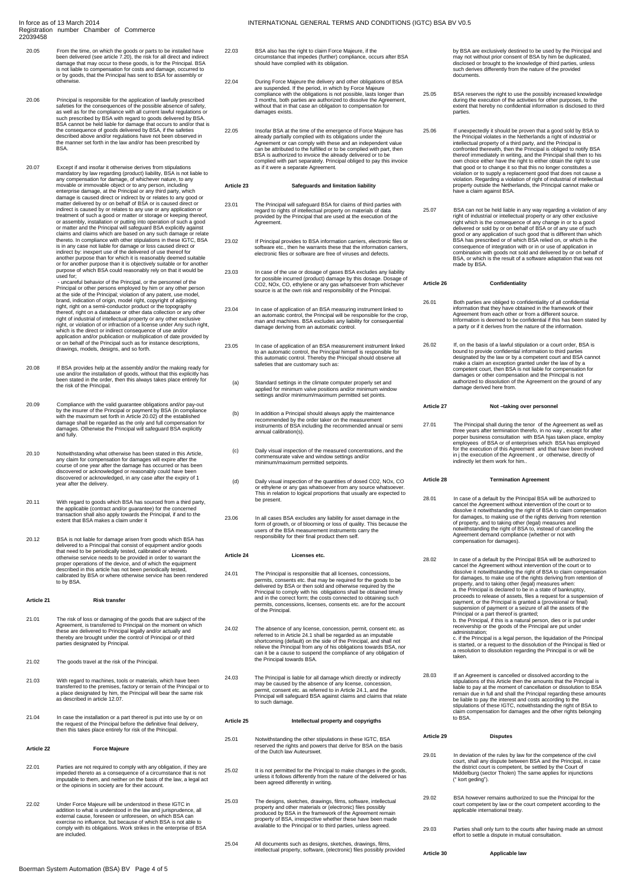20.05 From the time, on which the goods or parts to be installed have been delivered (see article 7.20), the risk for all direct and indirect damage that may occur to these goods, is for the Principal. BSA is not liable to compensation for costs and damage, occurred to or by goods, that the Principal has sent to BSA for assembly or otherwise.

20.06 Principal is responsible for the application of lawfully prescribed safeties for the consequences of the possible absence of safety, as well as for the compliance with all current lawful regulations or such prescribed by BSA with regard to goods delivered by BSA. BSA cannot be held liable for damage that occurs to and/or that is the consequence of goods delivered by BSA, if the safeties described above and/or regulations have not been observed in the manner set forth in the law and/or has been prescribed by BSA.

20.07 Except if and insofar it otherwise derives from stipulations mandatory by law regarding (product) liability, BSA is not liable to any compensation for damage, of whichever nature, to any movable or immovable object or to any person, including enterprise damage, at the Principal or any third party, which damage is caused direct or indirect by or relates to any good or matter delivered by or on behalf of BSA or is caused direct or indirect is caused by or relates to any use or any application or treatment of such a good or matter or storage or keeping thereof, or assembly, installation or putting into operation of such a good or matter and the Principal will safeguard BSA explicitly against claims and claims which are based on any such damage or relate thereto. In compliance with other stipulations in these IGTC, BSA is in any case not liable for damage or loss caused direct or indirect by: inexpert use of the delivered of use thereof for another purpose than for which it is reasonably deemed suitable or for another purpose than it is objectively suitable or for another purpose of which BSA could reasonably rely on that it would be used for;
- uncareful behavior of the Principal, or the personnel of the Principal or other persons employed by him or any other person at the side of the Principal; violation of any patent, use model, brand, indication of origin, model right, copyright of adjoining right, right on a semi-conductor product or the topography thereof, right on a database or other data collection or any other right of industrial of intellectual property or any other exclusive right, or violation of or infraction of a license under Any such right, which is the direct or indirect consequence of use and/or application and/or publication or multiplication of date provided by or on behalf of the Principal such as for instance descriptions, drawings, models, designs, and so forth.

20.08 If BSA provides help at the assembly and/or the making ready for use and/or the installation of goods, without that this explicitly has been stated in the order, then this always takes place entirely for the risk of the Principal.

20.09 Compliance with the valid guarantee obligations and/or pay-out by the insurer of the Principal or payment by BSA (in compliance with the maximum set forth in Article 20.02) of the established damage shall be regarded as the only and full compensation for damages. Otherwise the Principal will safeguard BSA explicitly and fully.

20.10 Notwithstanding what otherwise has been stated in this Article, any claim for compensation for damages will expire after the course of one year after the damage has occurred or has been discovered or acknowledged or reasonably could have been discovered or acknowledged, in any case after the expiry of 1 year after the delivery.

20.11 With regard to goods which BSA has sourced from a third party, the applicable (contract and/or guarantee) for the concerned transaction shall also apply towards the Principal, if and to the extent that BSA makes a claim under it

20.12 BSA is not liable for damage arisen from goods which BSA has delivered to a Principal that consist of equipment and/or goods that need to be periodically tested, calibrated or whereto otherwise service needs to be provided in order to warrant the proper operations of the device, and of which the equipment described in this article has not been periodically tested, calibrated by BSA or where otherwise service has been rendered to by BSA.

## Article 21 Risk transfer

21.01 The risk of loss or damaging of the goods that are subject of the Agreement, is transferred to Principal on the moment on which these are delivered to Principal legally and/or actually and thereby are brought under the control of Principal or of third parties designated by Principal.

21.02 The goods travel at the risk of the Principal.

21.03 With regard to machines, tools or materials, which have been transferred to the premises, factory or terrain of the Principal or to a place designated by him, the Principal will bear the same risk as described in article 12.07.

21.04 In case the installation or a part thereof is put into use by or on the request of the Principal before the definitive final delivery, then this takes place entirely for risk of the Principal.

## Article 22 Force Majeure

22.01 Parties are not required to comply with any obligation, if they are impeded thereto as a consequence of a circumstance that is not imputable to them, and neither on the basis of the law, a legal act or the opinions in society are for their account.

22.02 Under Force Majeure will be understood in these IGTC in addition to what is understood in the law and jurisprudence, all external cause, foreseen or unforeseen, on which BSA can exercise no influence, but because of which BSA is not able to comply with its obligations. Work strikes in the enterprise of BSA are included.

22.03 BSA also has the right to claim Force Majeure, if the circumstance that impedes (further) compliance, occurs after BSA should have complied with its obligation.

22.04 During Force Majeure the delivery and other obligations of BSA are suspended. If the period, in which by Force Majeure compliance with the obligations is not possible, lasts longer than 3 months, both parties are authorized to dissolve the Agreement, without that in that case an obligation to compensation for damages exists.

22.05 Insofar BSA at the time of the emergence of Force Majeure has already partially complied with its obligations under the Agreement or can comply with these and an independent value can be attributed to the fulfilled or to be complied with part, then BSA is authorized to invoice the already delivered or to be complied with part separately. Principal obliged to pay this invoice as if it were a separate Agreement.

## Article 23 Safeguards and limitation liability

23.01 The Principal will safeguard BSA for claims of third parties with regard to rights of intellectual property on materials of data provided by the Principal that are used at the execution of the Agreement.

23.02 If Principal provides to BSA information carriers, electronic files or software etc., then he warrants these that the information carriers, electronic files or software are free of viruses and defects.

23.03 In case of the use or dosage of gases BSA excludes any liability for possible incurred (product) damage by this dosage. Dosage of $CO_2$, NOx, CO, ethylene or any gas whatsoever from whichever source is at the own risk and responsibility of the Principal.

23.04 In case of application of an BSA measuring instrument linked to an automatic control, the Principal will be responsible for the crop, man and machines. BSA excludes any liability for consequential damage deriving from an automatic control.

23.05 In case of application of an BSA measurement instrument linked to an automatic control, the Principal himself is responsible for this automatic control. Thereby the Principal should observe all safeties that are customary such as:

(a) Standard settings in the climate computer properly set and applied for minimum valve positions and/or minimum window settings and/or minimum/maximum permitted set points.

(b) In addition a Principal should always apply the maintenance recommended by the order taker on the measurement instruments of BSA including the recommended annual or semi annual calibration(s).

(c) Daily visual inspection of the measured concentrations, and the commensurate valve and window settings and/or minimum/maximum permitted setpoints.

(d) Daily visual inspection of the quantities of dosed $CO_2$, NOx, CO or ethylene or any gas whatsoever from any source whatsoever. This in relation to logical proportions that usually are expected to be present.

23.06 In all cases BSA excludes any liability for asset damage in the form of growth, or of blooming or loss of quality. This because the users of the BSA measurement instruments carry the responsibility for their final product them self.

## Article 24 Licenses etc.

24.01 The Principal is responsible that all licenses, concessions, permits, consents etc. that may be required for the goods to be delivered by BSA or then sold and otherwise required by the Principal to comply with his obligations shall be obtained timely and in the correct form; the costs connected to obtaining such permits, concessions, licenses, consents etc. are for the account of the Principal.

24.02 The absence of any license, concession, permit, consent etc. as referred to in Article 24.1 shall be regarded as an imputable shortcoming (default) on the side of the Principal, and shall not relieve the Principal from any of his obligations towards BSA, nor can it be a cause to suspend the compliance of any obligation of the Principal towards BSA.

24.03 The Principal is liable for all damage which directly or indirectly may be caused by the absence of any license, concession, permit, consent etc. as referred to in Article 24.1, and the Principal will safeguard BSA against claims and claims that relate to such damage.

## Article 25 Intellectual property and copyrigths

25.01 Notwithstanding the other stipulations in these IGTC, BSA reserved the rights and powers that derive for BSA on the basis of the Dutch law Auteurswet.

25.02 It is not permitted for the Principal to make changes in the goods, unless it follows differently from the nature of the delivered or has been agreed differently in writing.

25.03 The designs, sketches, drawings, films, software, intellectual property and other materials or (electronic) files possibly produced by BSA in the framework of the Agreement remain property of BSA, irrespective whether these have been made available to the Principal or to third parties, unless agreed.

25.04 All documents such as designs, sketches, drawings, films, intellectual property, software, (electronic) files possibly provided by BSA are exclusively destined to be used by the Principal and may not without prior consent of BSA by him be duplicated, disclosed or brought to the knowledge of third parties, unless such derives differently from the nature of the provided documents.

25.05 BSA reserves the right to use the possibly increased knowledge during the execution of the activities for other purposes, to the extent that hereby no confidential information is disclosed to third parties.

25.06 If unexpectedly it should be proven that a good sold by BSA to the Principal violates in the Netherlands a right of industrial or intellectual property of a third party, and the Principal is confronted therewith, then the Principal is obliged to notify BSA thereof immediately in writing, and the Principal shall then to his own choice either have the right to either obtain the right to use that good or to change it so that this no longer constitutes a violation or to supply a replacement good that does not cause a violation. Regarding a violation of right of industrial of intellectual property outside the Netherlands, the Principal cannot make or have a claim against BSA.

25.07 BSA can not be held liable in any way regarding a violation of any right of industrial or intellectual property or any other exclusive right which is the consequence of any change in or to a good delivered or sold by or on behalf of BSA or of any use of such good or any application of such good that is different than which BSA has prescribed or of which BSA relied on, or which is the consequence of integration with or in or use of application in combination with goods not sold and delivered by or on behalf of BSA, or which is the result of a software adaptation that was not made by BSA.

## Article 26 Confidentiality

26.01 Both parties are obliged to confidentiality of all confidential information that they have obtained in the framework of their Agreement from each other or from a different source. Information is deemed to be confidential if this has been stated by a party or if it derives from the nature of the information.

26.02 If, on the basis of a lawful stipulation or a court order, BSA is bound to provide confidential information to third parties designated by the law or by a competent court and BSA cannot make a claim an exception granted under the law of by a competent court, then BSA is not liable for compensation for damages or other compensation and the Principal is not authorized to dissolution of the Agreement on the ground of any damage derived here from.

## Article 27 Not –taking over personnel

27.01 The Principal shall during the tenor of the Agreement as well as three years after termination thereto, in no way , except for after porper business consultation with BSA hjas taken place, employ employees of BSA or of enterprises which BSA has employed for the execution of this Agreement and that have been involved in j the execution of the Agreement , or otherwise, directly of indirectly let them work for him..

## Article 28 Termination Agreement

28.01 In case of a default by the Principal BSA will be authorized to cancel the Agreement without intervention of the court or to dissolve it notwithstanding the right of BSA to claim compensation for damages, to making use of the rights deriving from retention of property, and to taking other (legal) measures and notwithstanding the right of BSA to, instead of cancelling the Agreement demand compliance (whether or not with compensation for damages).

28.02 In case of a default by the Principal BSA will be authorized to cancel the Agreement without intervention of the court or to dissolve it notwithstanding the right of BSA to claim compensation for damages, to make use of the rights deriving from retention of property, and to taking other (legal) measures when:
a. the Principal is declared to be in a state of bankruptcy, proceeds to release of assets, files a request for a suspension of payment, or the Principal is granted a (provisional or final) suspension of payment or a seizure of all the assets of the Principal or a part thereof is granted;
b. the Principal, if this is a natural person, dies or is put under receivership or the goods of the Principal are put under administration;
c. if the Principal is a legal person, the liquidation of the Principal is started, or a request to the dissolution of the Principal is filed or a resolution to dissolution regarding the Principal is or will be taken.

28.03 If an Agreement is cancelled or dissolved according to the stipulations of this Article then the amounts that the Principal is liable to pay at the moment of cancellation or dissolution to BSA remain due in full and shall the Principal regarding these amounts be liable to pay the interest and costs according to the stipulations of these IGTC, notwithstanding the right of BSA to claim compensation for damages and the other rights belonging to BSA.

## Article 29 Disputes

29.01 In deviation of the rules by law for the competence of the civil court, shall any dispute between BSA and the Principal, in case the district court is competent, be settled by the Court of Middelburg (sector Tholen) The same applies for injunctions (" kort geding").

29.02 BSA however remains authorized to sue the Principal for the court competent by law or the court competent according to the applicable international treaty.

29.03 Parties shall only turn to the courts after having made an utmost effort to settle a dispute in mutual consultation.

## Article 30 Applicable law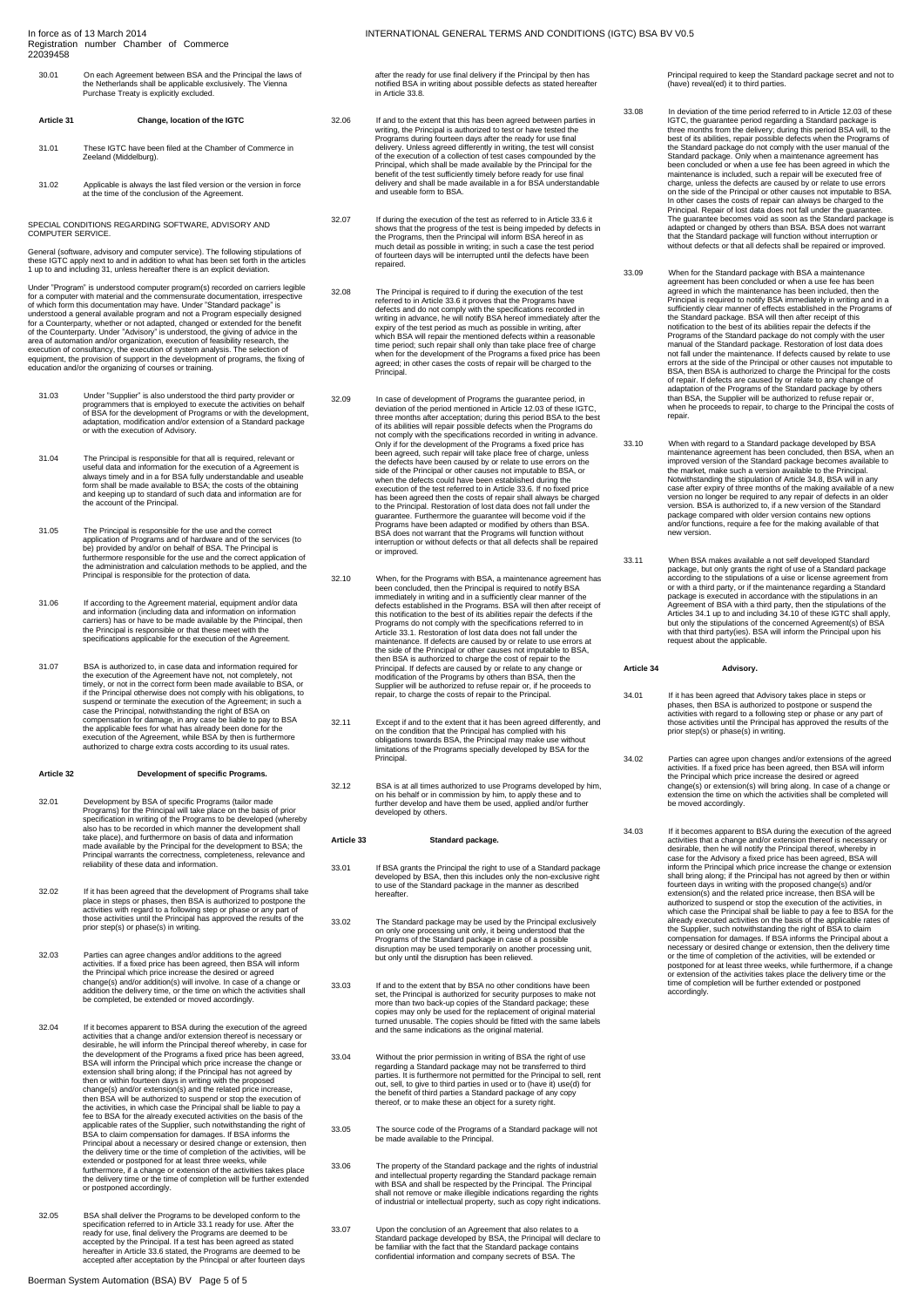30.01 On each Agreement between BSA and the Principal the laws of the Netherlands shall be applicable exclusively. The Vienna Purchase Treaty is explicitly excluded.

## Article 31 Change, location of the IGTC

31.01 These IGTC have been filed at the Chamber of Commerce in Zeeland (Middelburg).

31.02 Applicable is always the last filed version or the version in force at the time of the conclusion of the Agreement.

SPECIAL CONDITIONS REGARDING SOFTWARE, ADVISORY AND COMPUTER SERVICE.

General (software, advisory and computer service). The following stipulations of these IGTC apply next to and in addition to what has been set forth in the articles 1 up to and including 31, unless hereafter there is an explicit deviation.

Under "Program" is understood computer program(s) recorded on carriers legible for a computer with material and the commensurate documentation, irrespective of which form this documentation may have. Under "Standard package" is understood a general available program and not a Program especially designed for a Counterparty, whether or not adapted, changed or extended for the benefit of the Counterparty. Under "Advisory" is understood, the giving of advice in the area of automation and/or organization, execution of feasibility research, the execution of consultancy, the execution of system analysis. The selection of equipment, the provision of support in the development of programs, the fixing of education and/or the organizing of courses or training.

31.03 Under "Supplier" is also understood the third party provider or programmers that is employed to execute the activities on behalf of BSA for the development of Programs or with the development, adaptation, modification and/or extension of a Standard package or with the execution of Advisory.

31.04 The Principal is responsible for that all is required, relevant or useful data and information for the execution of a Agreement is always timely and in a for BSA fully understandable and useable form shall be made available to BSA; the costs of the obtaining and keeping up to standard of such data and information are for the account of the Principal.

31.05 The Principal is responsible for the use and the correct application of Programs and of hardware and of the services (to be) provided by and/or on behalf of BSA. The Principal is furthermore responsible for the use and the correct application of the administration and calculation methods to be applied, and the Principal is responsible for the protection of data.

31.06 If according to the Agreement material, equipment and/or data and information (including data and information on information carriers) has or have to be made available by the Principal, then the Principal is responsible or that these meet with the specifications applicable for the execution of the Agreement.

31.07 BSA is authorized to, in case data and information required for the execution of the Agreement have not, not completely, not timely, or not in the correct form been made available to BSA, or if the Principal otherwise does not comply with his obligations, to suspend or terminate the execution of the Agreement; in such a case the Principal, notwithstanding the right of BSA on compensation for damage, in any case be liable to pay to BSA the applicable fees for what has already been done for the execution of the Agreement, while BSA by then is furthermore authorized to charge extra costs according to its usual rates.

## Article 32 Development of specific Programs.

32.01 Development by BSA of specific Programs (tailor made Programs) for the Principal will take place on the basis of prior specification in writing of the Programs to be developed (whereby also has to be recorded in which manner the development shall take place), and furthermore on basis of data and information made available by the Principal for the development to BSA; the Principal warrants the correctness, completeness, relevance and reliability of these data and information.

32.02 If it has been agreed that the development of Programs shall take place in steps or phases, then BSA is authorized to postpone the activities with regard to a following step or phase or any part of those activities until the Principal has approved the results of the prior step(s) or phase(s) in writing.

32.03 Parties can agree changes and/or additions to the agreed activities. If a fixed price has been agreed, then BSA will inform the Principal which price increase the desired or agreed change(s) and/or addition(s) will involve. In case of a change or addition the delivery time, or the time on which the activities shall be completed, be extended or moved accordingly.

32.04 If it becomes apparent to BSA during the execution of the agreed activities that a change and/or extension thereof is necessary or desirable, he will inform the Principal thereof whereby, in case for the development of the Programs a fixed price have been agreed, BSA will inform the Principal which price increase the change or extension shall bring along; if the Principal has not agreed by then or within fourteen days in writing with the proposed change(s) and/or extension(s) and the related price increase, then BSA will be authorized to suspend or stop the execution of the activities, in which case the Principal shall be liable to pay a fee to BSA for the already executed activities on the basis of the applicable rates of the Supplier, such notwithstanding the right of BSA to claim compensation for damages. If BSA informs the Principal about a necessary or desired change or extension, then the delivery time or the time of completion of the activities, will be extended or postponed for at least three weeks, while furthermore, if a change or extension of the activities takes place the delivery time or the time of completion will be further extended or postponed accordingly.

32.05 BSA shall deliver the Programs to be developed conform to the specification referred to in Article 33.1 ready for use. After the ready for use, final delivery the Programs are deemed to be accepted by the Principal. If a test has been agreed as stated hereafter in Article 33.6 stated, the Programs are deemed to be accepted after acceptation by the Principal or after fourteen days after the ready for use final delivery if the Principal by then has notified BSA in writing about possible defects as stated hereafter in Article 33.8.

32.06 If and to the extent that this has been agreed between parties in writing, the Principal is authorized to test or have tested the Programs during fourteen days after the ready for use final delivery. Unless agreed differently in writing, the test will consist of the execution of a collection of test cases compounded by the Principal, which shall be made available by the Principal for the benefit of the test sufficiently timely before ready for use final delivery and shall be made available in a for BSA understandable and useable form to BSA.

32.07 If during the execution of the test as referred to in Article 33.6 it shows that the progress of the test is being impeded by defects in the Programs, then the Principal will inform BSA hereof in as much detail as possible in writing; in such a case the test period of fourteen days will be interrupted until the defects have been repaired.

32.08 The Principal is required to if during the execution of the test referred to in Article 33.6 it proves that the Programs have defects and do not comply with the specifications recorded in writing in advance, he will notify BSA hereof immediately after the expiry of the test period as much as possible in writing, after which BSA will repair the mentioned defects within a reasonable time period; such repair shall only than take place free of charge when for the development of the Programs a fixed price has been agreed; in other cases the costs of repair will be charged to the Principal.

32.09 In case of development of Programs the guarantee period, in deviation of the period mentioned in Article 12.03 of these IGTC, three months after acceptation; during this period BSA to the best of its abilities repair possible defects when the Programs do not comply with the specifications recorded in writing in advance. Only if for the development of the Programs a fixed price has been agreed, such repair will take place free of charge, unless the defects have been caused by or relate to user errors on the side of the Principal or other causes not imputable to BSA, or when the defects could have been established during the execution of the test referred to in Article 33.6. If no fixed price has been agreed then the costs of repair shall always be charged to the Principal. Restoration of lost data does not fall under the guarantee. Furthermore the guarantee will become void if the Programs have been adapted or modified by others than BSA. BSA does not warrant that the Programs will function without interruption or without defects or that all defects shall be repaired or improved.

32.10 When, for the Programs with BSA, a maintenance agreement has been concluded, then the Principal is required to notify BSA immediately in writing and in a sufficiently clear manner of the defects established in the Programs. BSA will then after receipt of this notification to the best of its abilities repair the defects if the Programs do not comply with the specifications referred to in Article 33.1. Restoration of lost data does not fall under the maintenance. If defects are caused by or relate to use errors at the side of the Principal or other causes not imputable to BSA, then BSA is authorized to charge the cost of repair to the Principal. If defects are caused by or relate to any change or modification of the Programs by others than BSA, then the Supplier will be authorized to refuse repair or, if he proceeds to repair, to charge the costs of repair to the Principal.

32.11 Except if and to the extent that it has been agreed differently, and on the condition that the Principal has complied with his obligations towards BSA, the Principal may make use without limitations of the Programs specially developed by BSA for the Principal.

32.12 BSA is at all times authorized to use Programs developed by him, on his behalf or in commission by him, to apply these and to further develop and have them be used, applied and/or further developed by others.

## Article 33 Standard package.

33.01 If BSA grants the Principal the right to use of a Standard package developed by BSA, then this includes only the non-exclusive right to use of the Standard package in the manner as described hereafter.

33.02 The Standard package may be used by the Principal exclusively on only one processing unit only, it being understood that the Programs of the Standard package in case of a possible disruption may be used temporarily on another processing unit, but only until the disruption has been relieved.

33.03 If and to the extent that by BSA no other conditions have been set, the Principal is authorized for security purposes to make not more than two back-up copies of the Standard package; these copies may only be used for the replacement of original material turned unusable. The copies should be fitted with the same labels and the same indications as the original material.

33.04 Without the prior permission in writing of BSA the right of use regarding a Standard package may not be transferred to third parties. It is furthermore not permitted for the Principal to sell, rent out, sell, to give to third parties in used or to (have it) use(d) for the benefit of third parties a Standard package of any copy thereof, or to make these an object for a surety right.

33.05 The source code of the Programs of a Standard package will not be made available to the Principal.

33.06 The property of the Standard package and the rights of industrial and intellectual property regarding the Standard package remain with BSA and shall be respected by the Principal. The Principal shall not remove or make illegible indications regarding the rights of industrial or intellectual property, such as copy right indications.

33.07 Upon the conclusion of an Agreement that also relates to a Standard package developed by BSA, the Principal will declare to be familiar with the fact that the Standard package contains confidential information and company secrets of BSA. The Principal required to keep the Standard package secret and not to (have) reveal(ed) it to third parties.

33.08 In deviation of the time period referred to in Article 12.03 of these IGTC, the guarantee period regarding a Standard package is three months from the delivery; during this period BSA will, to the best of its abilities, repair possible defects when the Programs of the Standard package do not comply with the user manual of the Standard package. Only when a maintenance agreement has been concluded or when a use fee has been agreed in which the maintenance is included, such a repair will be executed free of charge, unless the defects are caused by or relate to use errors on the side of the Principal or other causes not imputable to BSA. In other cases the costs of repair can always be charged to the Principal. Repair of lost data does not fall under the guarantee. The guarantee becomes void as soon as the Standard package is adapted or changed by others than BSA. BSA does not warrant that the Standard package will function without interruption or without defects or that all defects shall be repaired or improved.

33.09 When for the Standard package with BSA a maintenance agreement has been concluded or when a use fee has been agreed in which the maintenance has been included, then the Principal is required to notify BSA immediately in writing and in a sufficiently clear manner of defects established in the Programs of the Standard package. BSA will then after receipt of this notification to the best of its abilities repair the defects if the Programs of the Standard package do not comply with the user manual of the Standard package. Restoration of lost data does not fall under the maintenance. If defects are caused by relate to use errors at the side of the Principal or other causes not imputable to BSA, then BSA is authorized to charge the Principal for the costs of repair. If defects are caused by or relate to any change of adaptation of the Programs of the Standard package by others than BSA, the Supplier will be authorized to refuse repair or, when he proceeds to repair, to charge to the Principal the costs of repair.

33.10 When with regard to a Standard package developed by BSA maintenance agreement has been concluded, then BSA, when an improved version of the Standard package becomes available to the market, make such a version available to the Principal. Notwithstanding the stipulation of Article 34.8, BSA will in any case after expiry of three months of the making available of a new version no longer be required to any repair of defects in an older version. BSA is authorized to, if a new version of the Standard package compared with older version contains new options and/or functions, require a fee for the making available of that new version.

33.11 When BSA makes available a not self developed Standard package, but only grants the right of use of a Standard package according to the stipulations of a uise or license agreement from or with a third party, or if the maintenance regarding a Standard package is executed in accordance with the stipulations in an Agreement of BSA with a third party, then the stipulations of the Articles 34.1 up to and including 34.10 of these IGTC shall apply, but only the stipulations of the concerned Agreement(s) of BSA with that third party(ies). BSA will inform the Principal upon his request about the applicable.

## Article 34 Advisory.

34.01 If it has been agreed that Advisory takes place in steps or phases, then BSA is authorized to postpone or suspend the activities with regard to a following step or phase or any part of those activities until the Principal has approved the results of the prior step(s) or phase(s) in writing.

34.02 Parties can agree upon changes and/or extensions of the agreed activities. If a fixed price has been agreed, then BSA will inform the Principal which price increase the desired or agreed change(s) or extension(s) will bring along. In case of a change or extension the time on which the activities shall be completed will be moved accordingly.

34.03 If it becomes apparent to BSA during the execution of the agreed activities that a change and/or extension thereof is necessary or desirable, then he will notify the Principal thereof, whereby in case for the Advisory a fixed price has been agreed, BSA will inform the Principal which price increase the change or extension shall bring along; if the Principal has not agreed by then or within fourteen days in writing with the proposed change(s) and/or extension(s) and the related price increase, then BSA will be authorized to suspend or stop the execution of the activities, in which case the Principal shall be liable to pay a fee to BSA for the already executed activities on the basis of the applicable rates of the Supplier, such notwithstanding the right of BSA to claim compensation for damages. If BSA informs the Principal about a necessary or desired change or extension, then the delivery time or the time of completion of the activities, will be extended or postponed for at least three weeks, while furthermore, if a change or extension of the activities takes place the delivery time or the time of completion will be further extended or postponed accordingly.